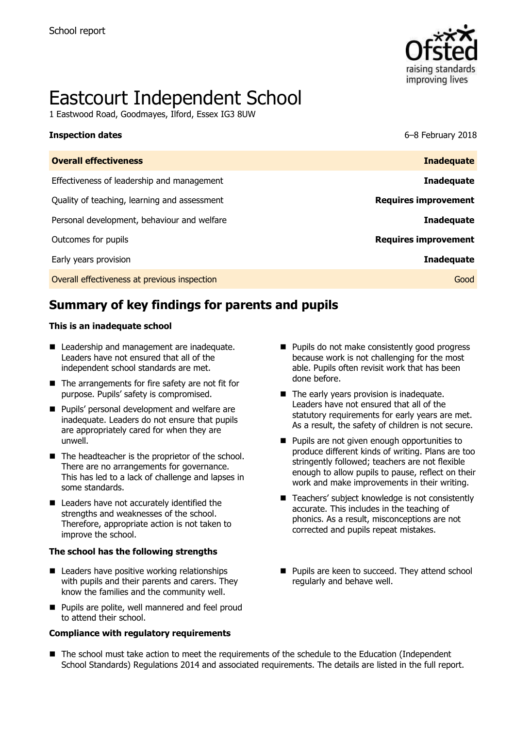School report

# Eastcourt Independent School

1 Eastwood Road, Goodmayes, Ilford, Essex IG3 8UW

| | |
|---|---|
| **Inspection dates** | 6–8 February 2018 |
| **Overall effectiveness** | **Inadequate** |
| Effectiveness of leadership and management | **Inadequate** |
| Quality of teaching, learning and assessment | **Requires improvement** |
| Personal development, behaviour and welfare | **Inadequate** |
| Outcomes for pupils | **Requires improvement** |
| Early years provision | **Inadequate** |
| Overall effectiveness at previous inspection | Good |

## Summary of key findings for parents and pupils

**This is an inadequate school**

- Leadership and management are inadequate. Leaders have not ensured that all of the independent school standards are met.
- The arrangements for fire safety are not fit for purpose. Pupils' safety is compromised.
- Pupils' personal development and welfare are inadequate. Leaders do not ensure that pupils are appropriately cared for when they are unwell.
- The headteacher is the proprietor of the school. There are no arrangements for governance. This has led to a lack of challenge and lapses in some standards.
- Leaders have not accurately identified the strengths and weaknesses of the school. Therefore, appropriate action is not taken to improve the school.
- Pupils do not make consistently good progress because work is not challenging for the most able. Pupils often revisit work that has been done before.
- The early years provision is inadequate. Leaders have not ensured that all of the statutory requirements for early years are met. As a result, the safety of children is not secure.
- Pupils are not given enough opportunities to produce different kinds of writing. Plans are too stringently followed; teachers are not flexible enough to allow pupils to pause, reflect on their work and make improvements in their writing.
- Teachers' subject knowledge is not consistently accurate. This includes in the teaching of phonics. As a result, misconceptions are not corrected and pupils repeat mistakes.

**The school has the following strengths**

- Leaders have positive working relationships with pupils and their parents and carers. They know the families and the community well.
- Pupils are polite, well mannered and feel proud to attend their school.
- Pupils are keen to succeed. They attend school regularly and behave well.

**Compliance with regulatory requirements**

- The school must take action to meet the requirements of the schedule to the Education (Independent School Standards) Regulations 2014 and associated requirements. The details are listed in the full report.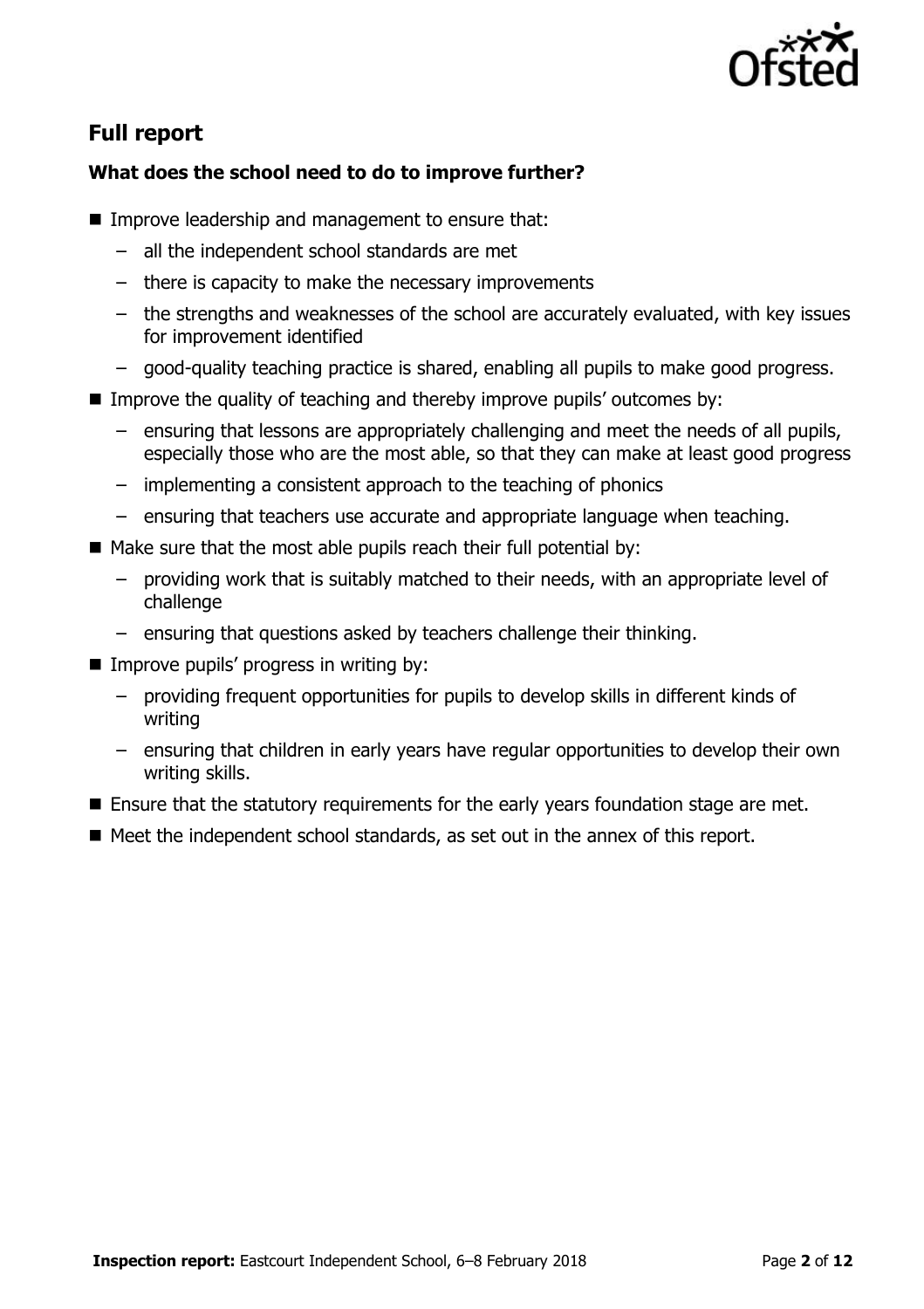## Full report

### What does the school need to do to improve further?

- Improve leadership and management to ensure that:
  - all the independent school standards are met
  - there is capacity to make the necessary improvements
  - the strengths and weaknesses of the school are accurately evaluated, with key issues for improvement identified
  - good-quality teaching practice is shared, enabling all pupils to make good progress.
- Improve the quality of teaching and thereby improve pupils' outcomes by:
  - ensuring that lessons are appropriately challenging and meet the needs of all pupils, especially those who are the most able, so that they can make at least good progress
  - implementing a consistent approach to the teaching of phonics
  - ensuring that teachers use accurate and appropriate language when teaching.
- Make sure that the most able pupils reach their full potential by:
  - providing work that is suitably matched to their needs, with an appropriate level of challenge
  - ensuring that questions asked by teachers challenge their thinking.
- Improve pupils' progress in writing by:
  - providing frequent opportunities for pupils to develop skills in different kinds of writing
  - ensuring that children in early years have regular opportunities to develop their own writing skills.
- Ensure that the statutory requirements for the early years foundation stage are met.
- Meet the independent school standards, as set out in the annex of this report.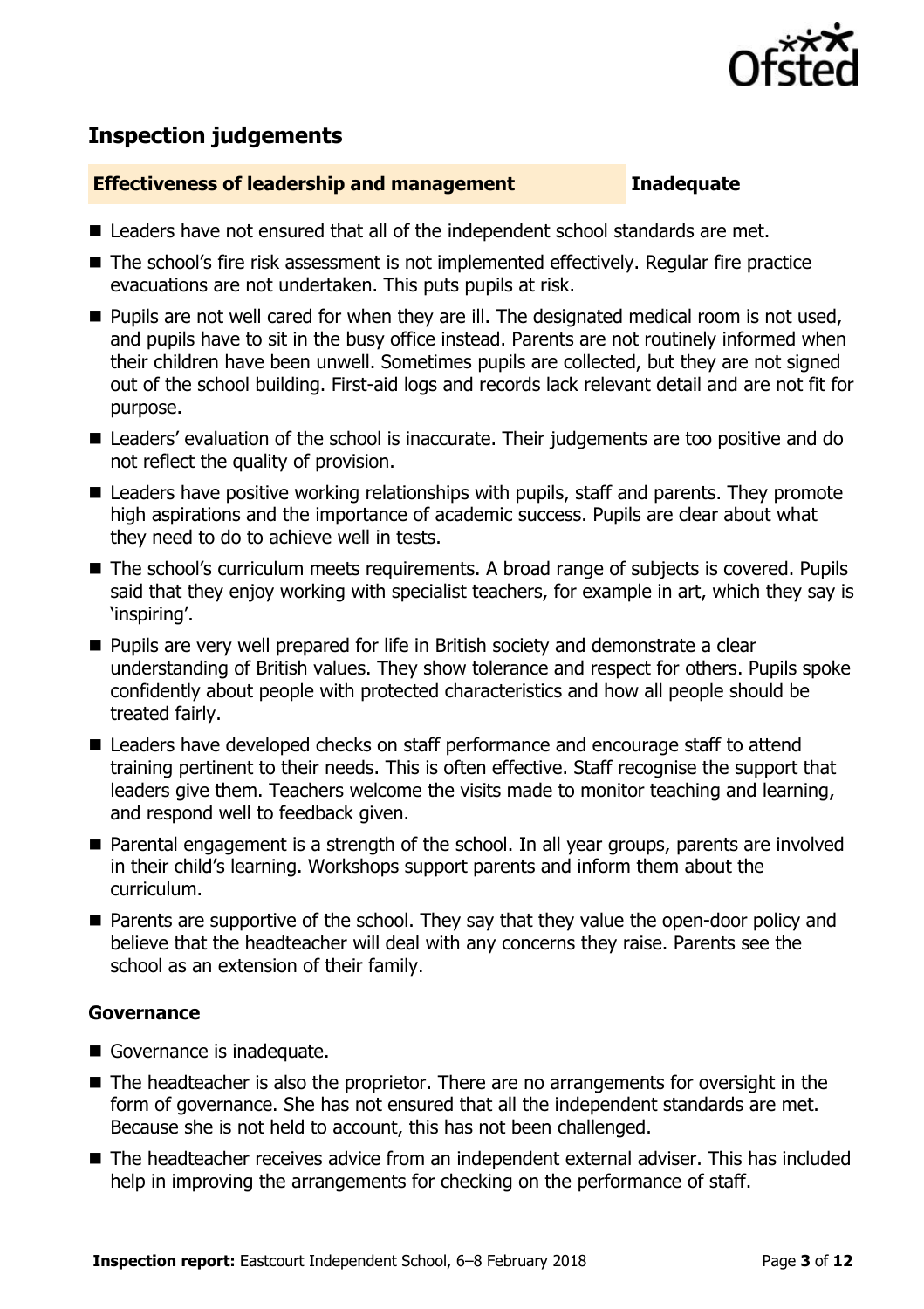## Inspection judgements

**Effectiveness of leadership and management** **Inadequate**

- Leaders have not ensured that all of the independent school standards are met.
- The school's fire risk assessment is not implemented effectively. Regular fire practice evacuations are not undertaken. This puts pupils at risk.
- Pupils are not well cared for when they are ill. The designated medical room is not used, and pupils have to sit in the busy office instead. Parents are not routinely informed when their children have been unwell. Sometimes pupils are collected, but they are not signed out of the school building. First-aid logs and records lack relevant detail and are not fit for purpose.
- Leaders' evaluation of the school is inaccurate. Their judgements are too positive and do not reflect the quality of provision.
- Leaders have positive working relationships with pupils, staff and parents. They promote high aspirations and the importance of academic success. Pupils are clear about what they need to do to achieve well in tests.
- The school's curriculum meets requirements. A broad range of subjects is covered. Pupils said that they enjoy working with specialist teachers, for example in art, which they say is 'inspiring'.
- Pupils are very well prepared for life in British society and demonstrate a clear understanding of British values. They show tolerance and respect for others. Pupils spoke confidently about people with protected characteristics and how all people should be treated fairly.
- Leaders have developed checks on staff performance and encourage staff to attend training pertinent to their needs. This is often effective. Staff recognise the support that leaders give them. Teachers welcome the visits made to monitor teaching and learning, and respond well to feedback given.
- Parental engagement is a strength of the school. In all year groups, parents are involved in their child's learning. Workshops support parents and inform them about the curriculum.
- Parents are supportive of the school. They say that they value the open-door policy and believe that the headteacher will deal with any concerns they raise. Parents see the school as an extension of their family.

### Governance

- Governance is inadequate.
- The headteacher is also the proprietor. There are no arrangements for oversight in the form of governance. She has not ensured that all the independent standards are met. Because she is not held to account, this has not been challenged.
- The headteacher receives advice from an independent external adviser. This has included help in improving the arrangements for checking on the performance of staff.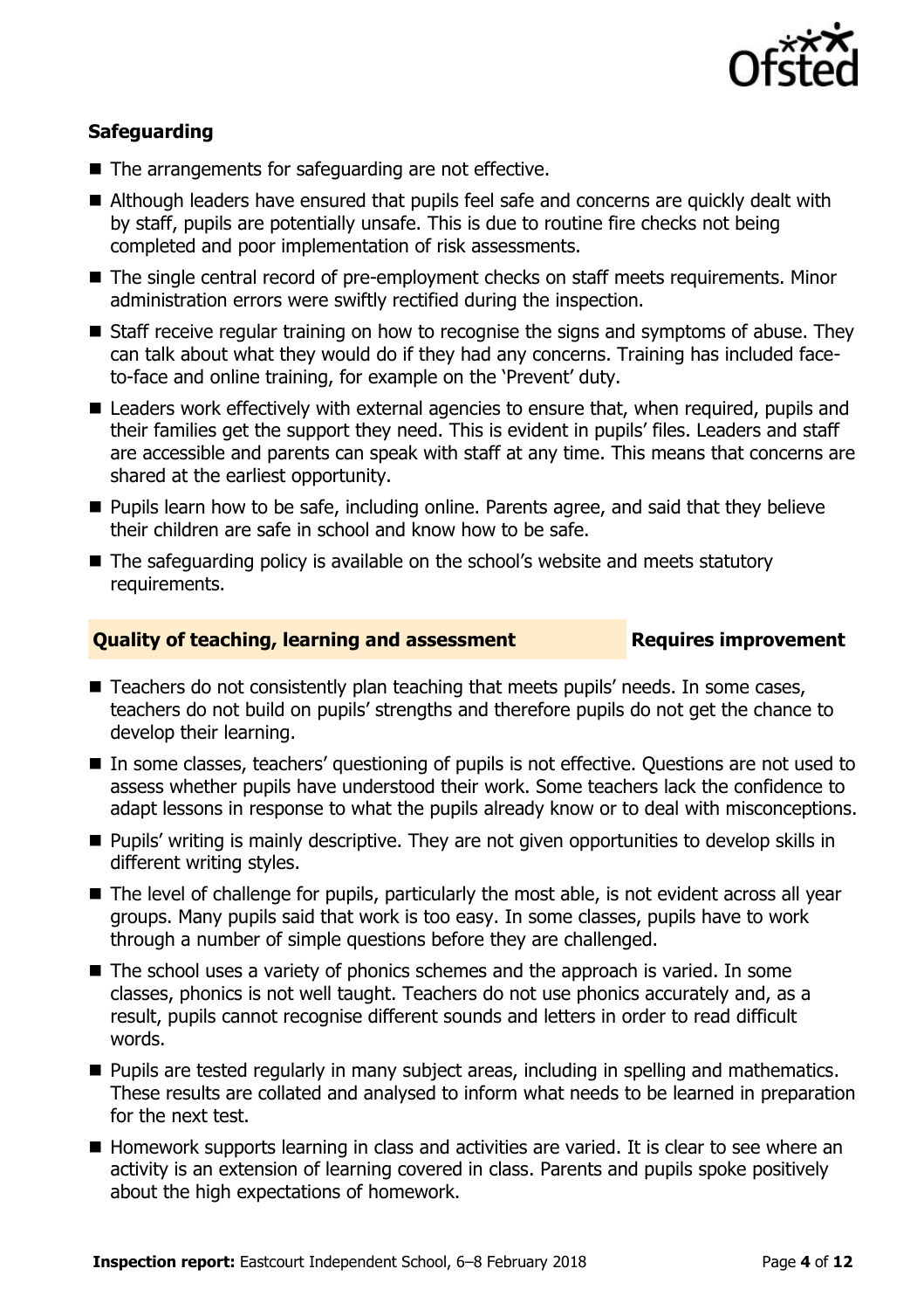### Safeguarding

- The arrangements for safeguarding are not effective.
- Although leaders have ensured that pupils feel safe and concerns are quickly dealt with by staff, pupils are potentially unsafe. This is due to routine fire checks not being completed and poor implementation of risk assessments.
- The single central record of pre-employment checks on staff meets requirements. Minor administration errors were swiftly rectified during the inspection.
- Staff receive regular training on how to recognise the signs and symptoms of abuse. They can talk about what they would do if they had any concerns. Training has included face-to-face and online training, for example on the 'Prevent' duty.
- Leaders work effectively with external agencies to ensure that, when required, pupils and their families get the support they need. This is evident in pupils' files. Leaders and staff are accessible and parents can speak with staff at any time. This means that concerns are shared at the earliest opportunity.
- Pupils learn how to be safe, including online. Parents agree, and said that they believe their children are safe in school and know how to be safe.
- The safeguarding policy is available on the school's website and meets statutory requirements.

### Quality of teaching, learning and assessment — Requires improvement

- Teachers do not consistently plan teaching that meets pupils' needs. In some cases, teachers do not build on pupils' strengths and therefore pupils do not get the chance to develop their learning.
- In some classes, teachers' questioning of pupils is not effective. Questions are not used to assess whether pupils have understood their work. Some teachers lack the confidence to adapt lessons in response to what the pupils already know or to deal with misconceptions.
- Pupils' writing is mainly descriptive. They are not given opportunities to develop skills in different writing styles.
- The level of challenge for pupils, particularly the most able, is not evident across all year groups. Many pupils said that work is too easy. In some classes, pupils have to work through a number of simple questions before they are challenged.
- The school uses a variety of phonics schemes and the approach is varied. In some classes, phonics is not well taught. Teachers do not use phonics accurately and, as a result, pupils cannot recognise different sounds and letters in order to read difficult words.
- Pupils are tested regularly in many subject areas, including in spelling and mathematics. These results are collated and analysed to inform what needs to be learned in preparation for the next test.
- Homework supports learning in class and activities are varied. It is clear to see where an activity is an extension of learning covered in class. Parents and pupils spoke positively about the high expectations of homework.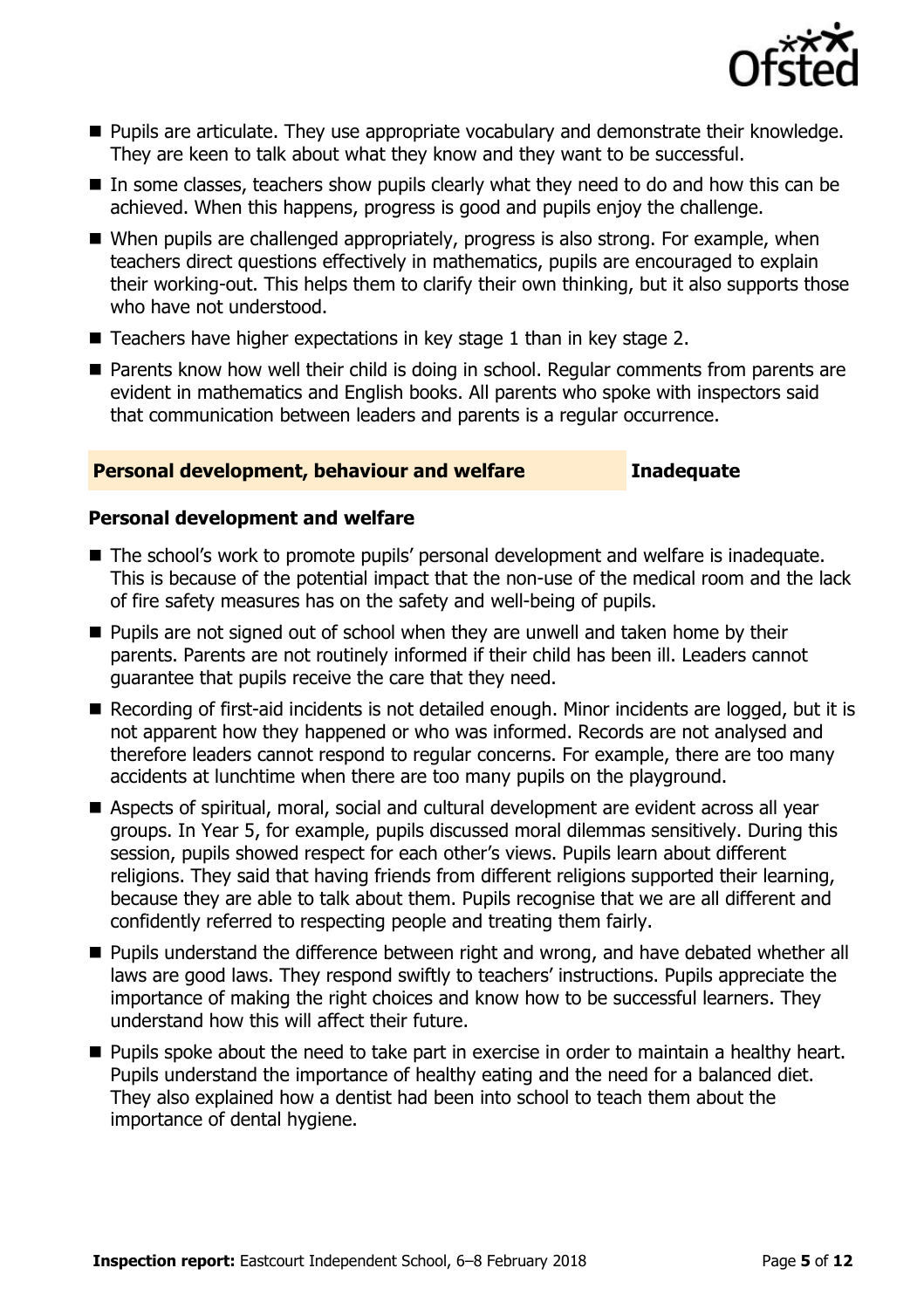- Pupils are articulate. They use appropriate vocabulary and demonstrate their knowledge. They are keen to talk about what they know and they want to be successful.
- In some classes, teachers show pupils clearly what they need to do and how this can be achieved. When this happens, progress is good and pupils enjoy the challenge.
- When pupils are challenged appropriately, progress is also strong. For example, when teachers direct questions effectively in mathematics, pupils are encouraged to explain their working-out. This helps them to clarify their own thinking, but it also supports those who have not understood.
- Teachers have higher expectations in key stage 1 than in key stage 2.
- Parents know how well their child is doing in school. Regular comments from parents are evident in mathematics and English books. All parents who spoke with inspectors said that communication between leaders and parents is a regular occurrence.

## Personal development, behaviour and welfare — Inadequate

### Personal development and welfare

- The school's work to promote pupils' personal development and welfare is inadequate. This is because of the potential impact that the non-use of the medical room and the lack of fire safety measures has on the safety and well-being of pupils.
- Pupils are not signed out of school when they are unwell and taken home by their parents. Parents are not routinely informed if their child has been ill. Leaders cannot guarantee that pupils receive the care that they need.
- Recording of first-aid incidents is not detailed enough. Minor incidents are logged, but it is not apparent how they happened or who was informed. Records are not analysed and therefore leaders cannot respond to regular concerns. For example, there are too many accidents at lunchtime when there are too many pupils on the playground.
- Aspects of spiritual, moral, social and cultural development are evident across all year groups. In Year 5, for example, pupils discussed moral dilemmas sensitively. During this session, pupils showed respect for each other's views. Pupils learn about different religions. They said that having friends from different religions supported their learning, because they are able to talk about them. Pupils recognise that we are all different and confidently referred to respecting people and treating them fairly.
- Pupils understand the difference between right and wrong, and have debated whether all laws are good laws. They respond swiftly to teachers' instructions. Pupils appreciate the importance of making the right choices and know how to be successful learners. They understand how this will affect their future.
- Pupils spoke about the need to take part in exercise in order to maintain a healthy heart. Pupils understand the importance of healthy eating and the need for a balanced diet. They also explained how a dentist had been into school to teach them about the importance of dental hygiene.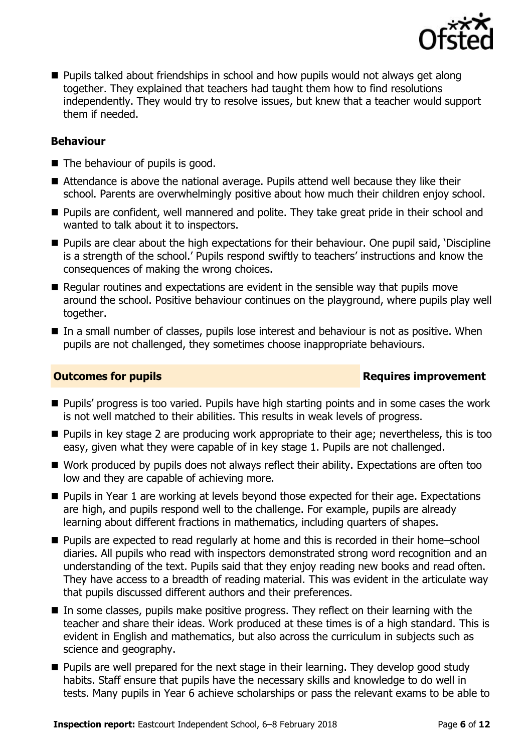- Pupils talked about friendships in school and how pupils would not always get along together. They explained that teachers had taught them how to find resolutions independently. They would try to resolve issues, but knew that a teacher would support them if needed.

### Behaviour

- The behaviour of pupils is good.
- Attendance is above the national average. Pupils attend well because they like their school. Parents are overwhelmingly positive about how much their children enjoy school.
- Pupils are confident, well mannered and polite. They take great pride in their school and wanted to talk about it to inspectors.
- Pupils are clear about the high expectations for their behaviour. One pupil said, 'Discipline is a strength of the school.' Pupils respond swiftly to teachers' instructions and know the consequences of making the wrong choices.
- Regular routines and expectations are evident in the sensible way that pupils move around the school. Positive behaviour continues on the playground, where pupils play well together.
- In a small number of classes, pupils lose interest and behaviour is not as positive. When pupils are not challenged, they sometimes choose inappropriate behaviours.

## Outcomes for pupils — Requires improvement

- Pupils' progress is too varied. Pupils have high starting points and in some cases the work is not well matched to their abilities. This results in weak levels of progress.
- Pupils in key stage 2 are producing work appropriate to their age; nevertheless, this is too easy, given what they were capable of in key stage 1. Pupils are not challenged.
- Work produced by pupils does not always reflect their ability. Expectations are often too low and they are capable of achieving more.
- Pupils in Year 1 are working at levels beyond those expected for their age. Expectations are high, and pupils respond well to the challenge. For example, pupils are already learning about different fractions in mathematics, including quarters of shapes.
- Pupils are expected to read regularly at home and this is recorded in their home–school diaries. All pupils who read with inspectors demonstrated strong word recognition and an understanding of the text. Pupils said that they enjoy reading new books and read often. They have access to a breadth of reading material. This was evident in the articulate way that pupils discussed different authors and their preferences.
- In some classes, pupils make positive progress. They reflect on their learning with the teacher and share their ideas. Work produced at these times is of a high standard. This is evident in English and mathematics, but also across the curriculum in subjects such as science and geography.
- Pupils are well prepared for the next stage in their learning. They develop good study habits. Staff ensure that pupils have the necessary skills and knowledge to do well in tests. Many pupils in Year 6 achieve scholarships or pass the relevant exams to be able to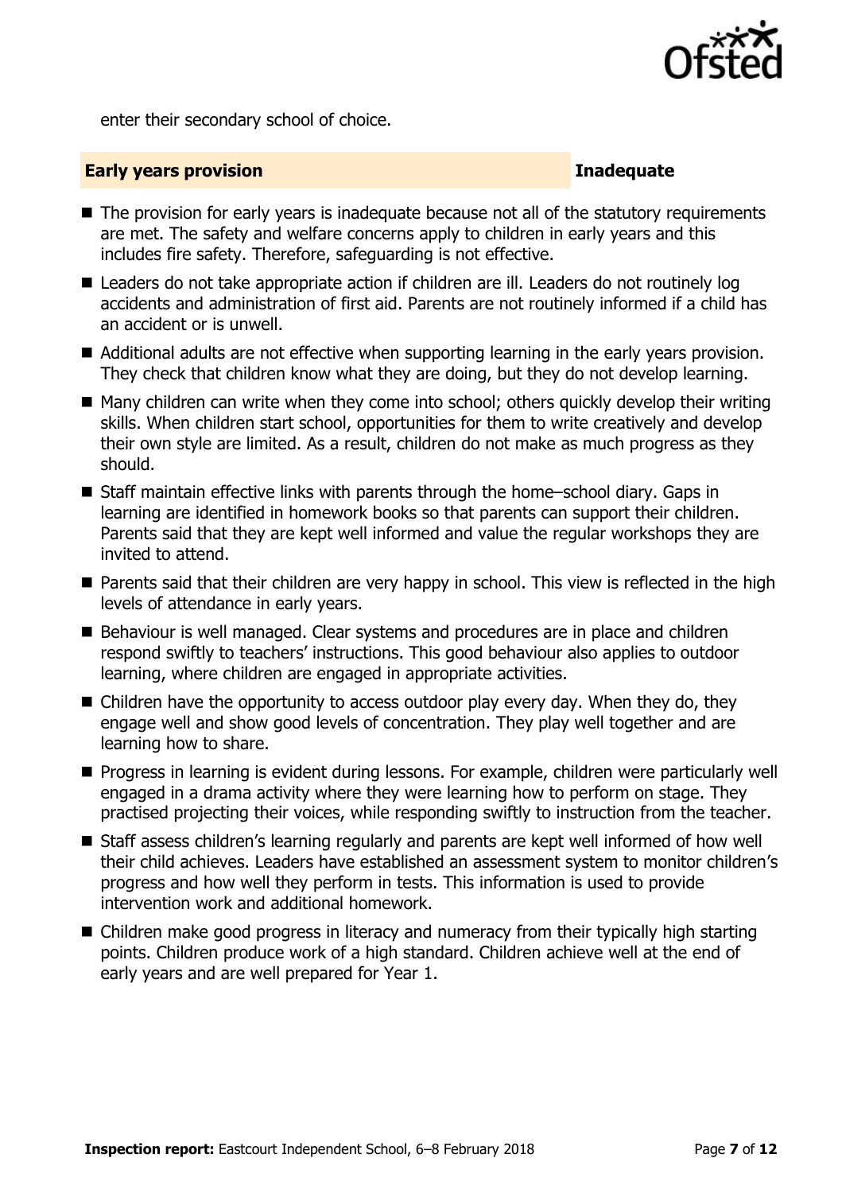enter their secondary school of choice.

## Early years provision — Inadequate

- The provision for early years is inadequate because not all of the statutory requirements are met. The safety and welfare concerns apply to children in early years and this includes fire safety. Therefore, safeguarding is not effective.
- Leaders do not take appropriate action if children are ill. Leaders do not routinely log accidents and administration of first aid. Parents are not routinely informed if a child has an accident or is unwell.
- Additional adults are not effective when supporting learning in the early years provision. They check that children know what they are doing, but they do not develop learning.
- Many children can write when they come into school; others quickly develop their writing skills. When children start school, opportunities for them to write creatively and develop their own style are limited. As a result, children do not make as much progress as they should.
- Staff maintain effective links with parents through the home–school diary. Gaps in learning are identified in homework books so that parents can support their children. Parents said that they are kept well informed and value the regular workshops they are invited to attend.
- Parents said that their children are very happy in school. This view is reflected in the high levels of attendance in early years.
- Behaviour is well managed. Clear systems and procedures are in place and children respond swiftly to teachers' instructions. This good behaviour also applies to outdoor learning, where children are engaged in appropriate activities.
- Children have the opportunity to access outdoor play every day. When they do, they engage well and show good levels of concentration. They play well together and are learning how to share.
- Progress in learning is evident during lessons. For example, children were particularly well engaged in a drama activity where they were learning how to perform on stage. They practised projecting their voices, while responding swiftly to instruction from the teacher.
- Staff assess children's learning regularly and parents are kept well informed of how well their child achieves. Leaders have established an assessment system to monitor children's progress and how well they perform in tests. This information is used to provide intervention work and additional homework.
- Children make good progress in literacy and numeracy from their typically high starting points. Children produce work of a high standard. Children achieve well at the end of early years and are well prepared for Year 1.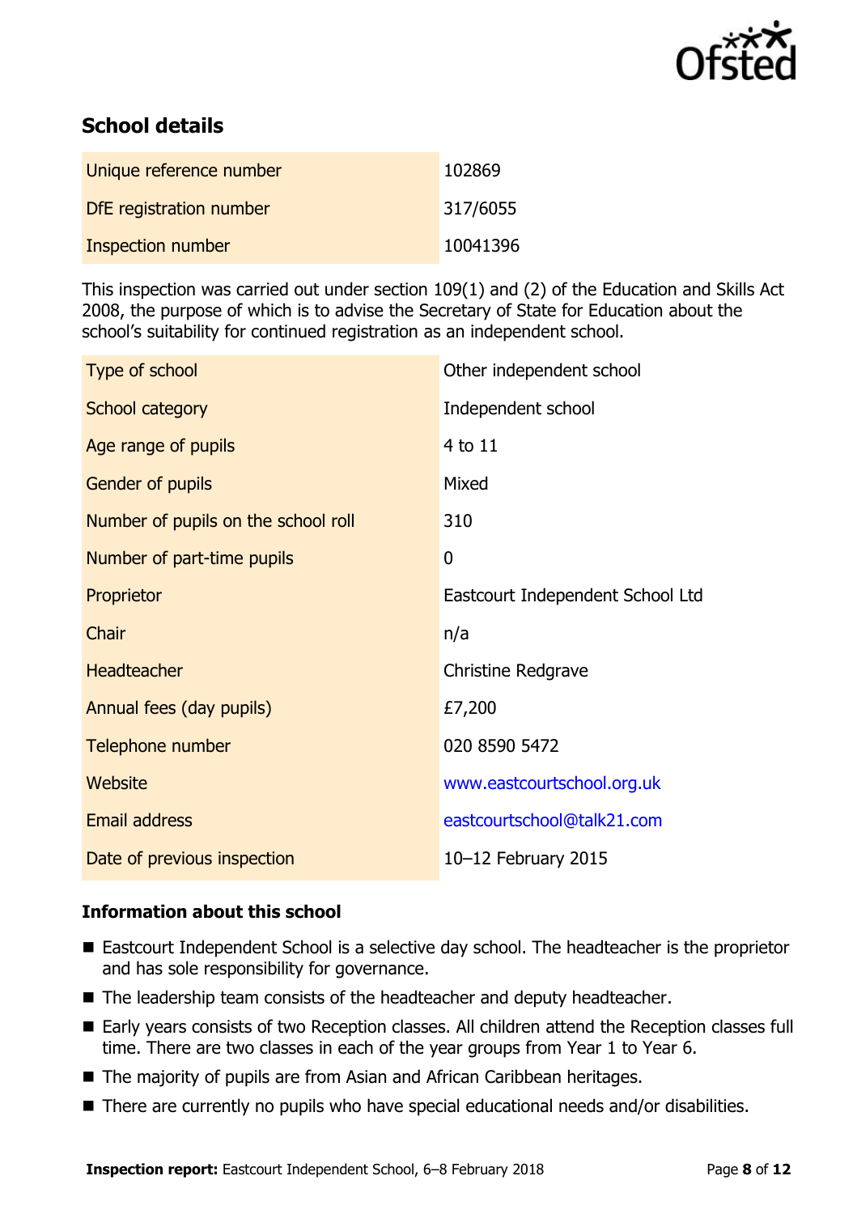## School details

| | |
|---|---|
| Unique reference number | 102869 |
| DfE registration number | 317/6055 |
| Inspection number | 10041396 |

This inspection was carried out under section 109(1) and (2) of the Education and Skills Act 2008, the purpose of which is to advise the Secretary of State for Education about the school's suitability for continued registration as an independent school.

| | |
|---|---|
| Type of school | Other independent school |
| School category | Independent school |
| Age range of pupils | 4 to 11 |
| Gender of pupils | Mixed |
| Number of pupils on the school roll | 310 |
| Number of part-time pupils | 0 |
| Proprietor | Eastcourt Independent School Ltd |
| Chair | n/a |
| Headteacher | Christine Redgrave |
| Annual fees (day pupils) | £7,200 |
| Telephone number | 020 8590 5472 |
| Website | www.eastcourtschool.org.uk |
| Email address | eastcourtschool@talk21.com |
| Date of previous inspection | 10–12 February 2015 |

### Information about this school

- Eastcourt Independent School is a selective day school. The headteacher is the proprietor and has sole responsibility for governance.
- The leadership team consists of the headteacher and deputy headteacher.
- Early years consists of two Reception classes. All children attend the Reception classes full time. There are two classes in each of the year groups from Year 1 to Year 6.
- The majority of pupils are from Asian and African Caribbean heritages.
- There are currently no pupils who have special educational needs and/or disabilities.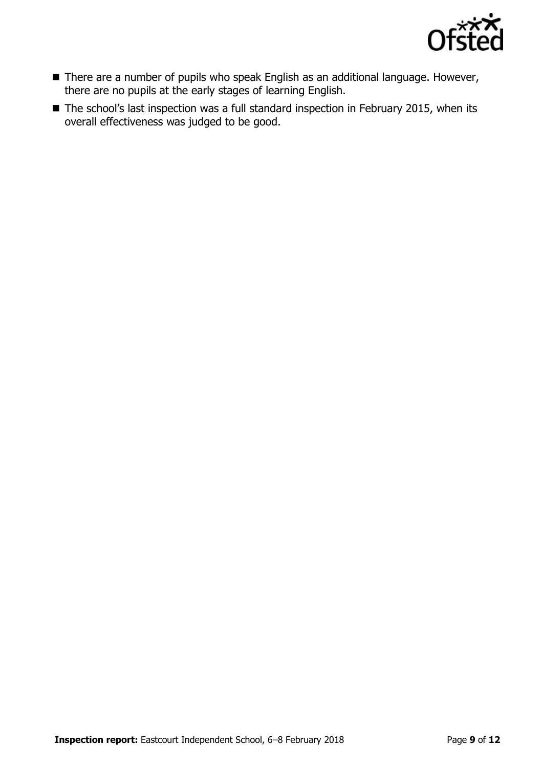- There are a number of pupils who speak English as an additional language. However, there are no pupils at the early stages of learning English.
- The school's last inspection was a full standard inspection in February 2015, when its overall effectiveness was judged to be good.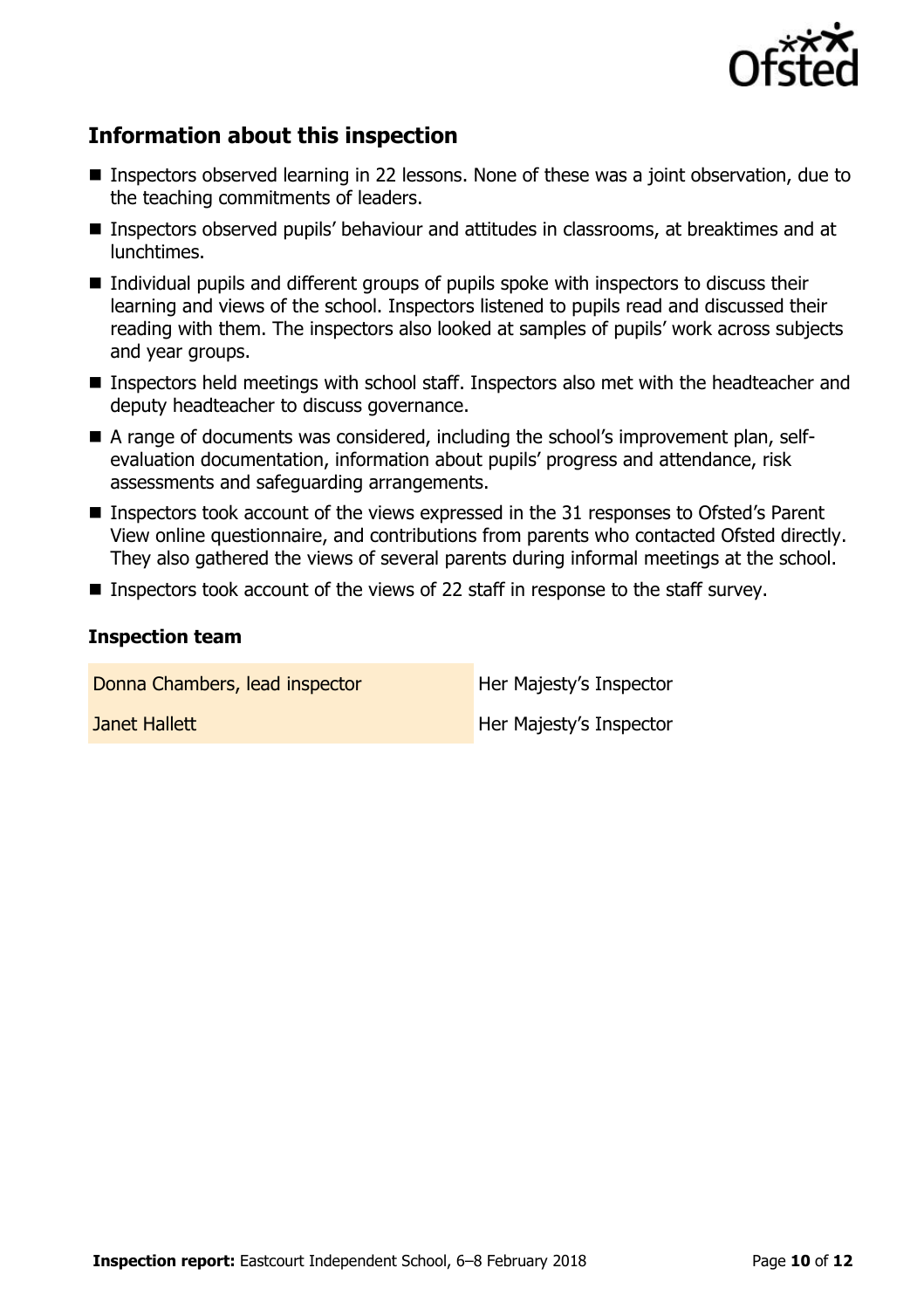## Information about this inspection

- Inspectors observed learning in 22 lessons. None of these was a joint observation, due to the teaching commitments of leaders.
- Inspectors observed pupils' behaviour and attitudes in classrooms, at breaktimes and at lunchtimes.
- Individual pupils and different groups of pupils spoke with inspectors to discuss their learning and views of the school. Inspectors listened to pupils read and discussed their reading with them. The inspectors also looked at samples of pupils' work across subjects and year groups.
- Inspectors held meetings with school staff. Inspectors also met with the headteacher and deputy headteacher to discuss governance.
- A range of documents was considered, including the school's improvement plan, self-evaluation documentation, information about pupils' progress and attendance, risk assessments and safeguarding arrangements.
- Inspectors took account of the views expressed in the 31 responses to Ofsted's Parent View online questionnaire, and contributions from parents who contacted Ofsted directly. They also gathered the views of several parents during informal meetings at the school.
- Inspectors took account of the views of 22 staff in response to the staff survey.

### Inspection team

| | |
|---|---|
| Donna Chambers, lead inspector | Her Majesty's Inspector |
| Janet Hallett | Her Majesty's Inspector |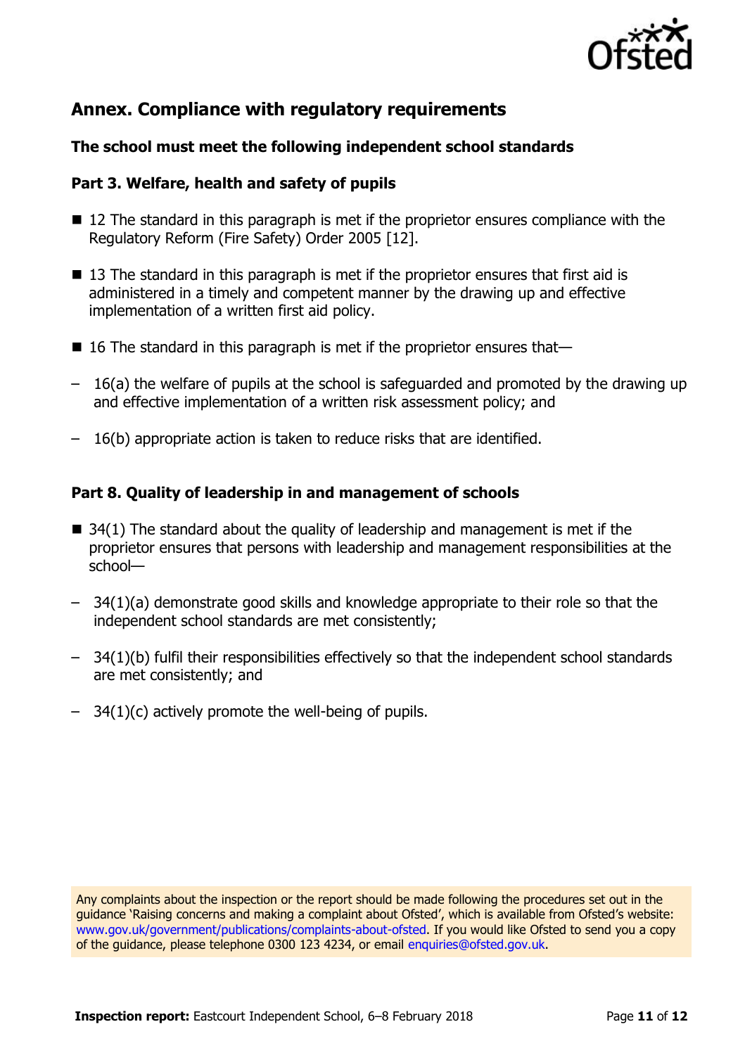## Annex. Compliance with regulatory requirements

### The school must meet the following independent school standards

### Part 3. Welfare, health and safety of pupils

- 12 The standard in this paragraph is met if the proprietor ensures compliance with the Regulatory Reform (Fire Safety) Order 2005 [12].
- 13 The standard in this paragraph is met if the proprietor ensures that first aid is administered in a timely and competent manner by the drawing up and effective implementation of a written first aid policy.
- 16 The standard in this paragraph is met if the proprietor ensures that—
  - 16(a) the welfare of pupils at the school is safeguarded and promoted by the drawing up and effective implementation of a written risk assessment policy; and
  - 16(b) appropriate action is taken to reduce risks that are identified.

### Part 8. Quality of leadership in and management of schools

- 34(1) The standard about the quality of leadership and management is met if the proprietor ensures that persons with leadership and management responsibilities at the school—
  - 34(1)(a) demonstrate good skills and knowledge appropriate to their role so that the independent school standards are met consistently;
  - 34(1)(b) fulfil their responsibilities effectively so that the independent school standards are met consistently; and
  - 34(1)(c) actively promote the well-being of pupils.

Any complaints about the inspection or the report should be made following the procedures set out in the guidance 'Raising concerns and making a complaint about Ofsted', which is available from Ofsted's website: www.gov.uk/government/publications/complaints-about-ofsted. If you would like Ofsted to send you a copy of the guidance, please telephone 0300 123 4234, or email enquiries@ofsted.gov.uk.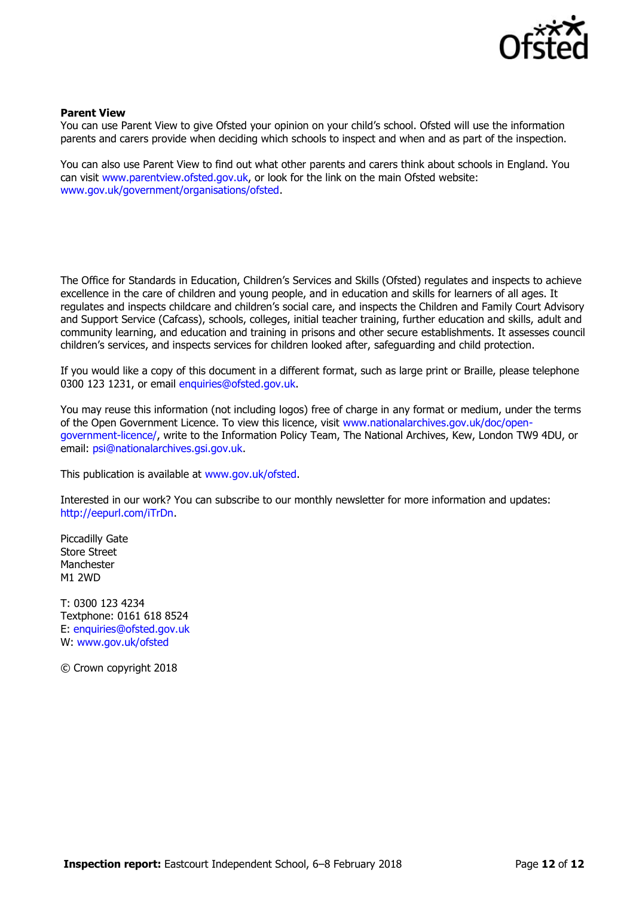**Parent View**

You can use Parent View to give Ofsted your opinion on your child's school. Ofsted will use the information parents and carers provide when deciding which schools to inspect and when and as part of the inspection.

You can also use Parent View to find out what other parents and carers think about schools in England. You can visit www.parentview.ofsted.gov.uk, or look for the link on the main Ofsted website: www.gov.uk/government/organisations/ofsted.

The Office for Standards in Education, Children's Services and Skills (Ofsted) regulates and inspects to achieve excellence in the care of children and young people, and in education and skills for learners of all ages. It regulates and inspects childcare and children's social care, and inspects the Children and Family Court Advisory and Support Service (Cafcass), schools, colleges, initial teacher training, further education and skills, adult and community learning, and education and training in prisons and other secure establishments. It assesses council children's services, and inspects services for children looked after, safeguarding and child protection.

If you would like a copy of this document in a different format, such as large print or Braille, please telephone 0300 123 1231, or email enquiries@ofsted.gov.uk.

You may reuse this information (not including logos) free of charge in any format or medium, under the terms of the Open Government Licence. To view this licence, visit www.nationalarchives.gov.uk/doc/open-government-licence/, write to the Information Policy Team, The National Archives, Kew, London TW9 4DU, or email: psi@nationalarchives.gsi.gov.uk.

This publication is available at www.gov.uk/ofsted.

Interested in our work? You can subscribe to our monthly newsletter for more information and updates: http://eepurl.com/iTrDn.

Piccadilly Gate
Store Street
Manchester
M1 2WD

T: 0300 123 4234
Textphone: 0161 618 8524
E: enquiries@ofsted.gov.uk
W: www.gov.uk/ofsted

© Crown copyright 2018